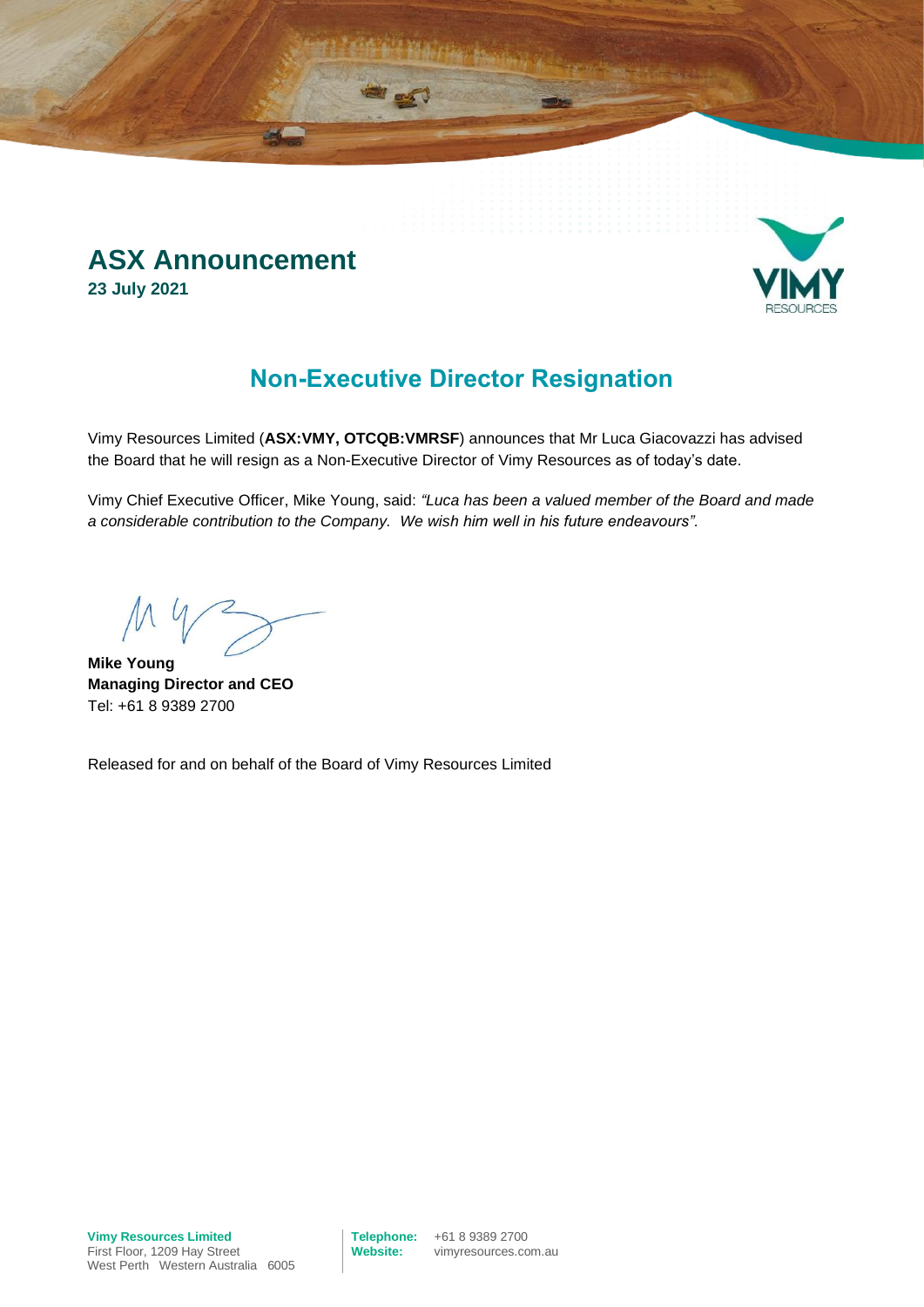# ASX Announcement

**23 July 2021**

## Non-Executive Director Resignation

Vimy Resources Limited (**ASX:VMY, OTCQB:VMRSF**) announces that Mr Luca Giacovazzi has advised the Board that he will resign as a Non-Executive Director of Vimy Resources as of today's date.

Vimy Chief Executive Officer, Mike Young, said: *"Luca has been a valued member of the Board and made a considerable contribution to the Company. We wish him well in his future endeavours"*.

**Mike Young**
**Managing Director and CEO**
Tel: +61 8 9389 2700

Released for and on behalf of the Board of Vimy Resources Limited

**Vimy Resources Limited**
First Floor, 1209 Hay Street
West Perth Western Australia 6005

**Telephone:** +61 8 9389 2700
**Website:** vimyresources.com.au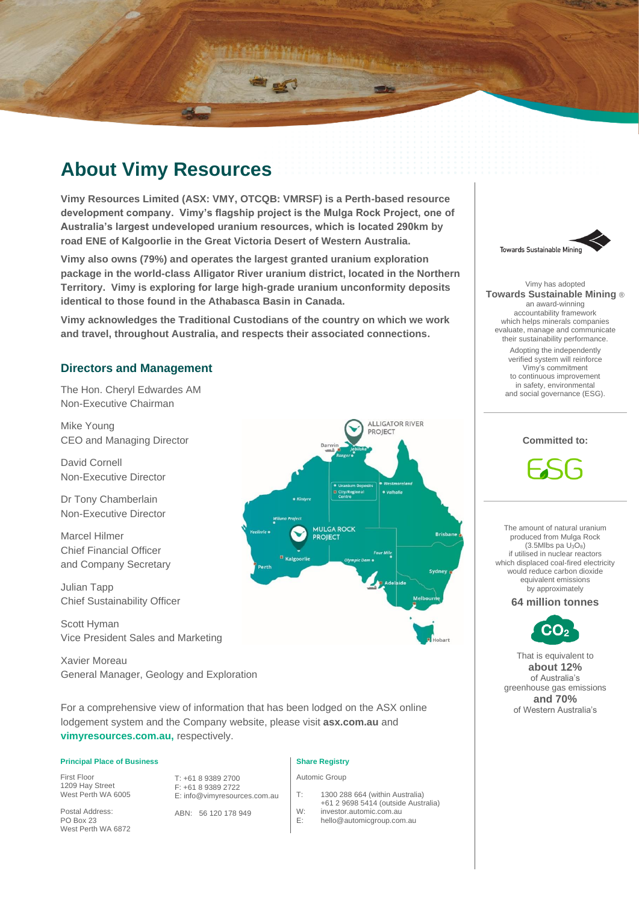# About Vimy Resources

**Vimy Resources Limited (ASX: VMY, OTCQB: VMRSF) is a Perth-based resource development company. Vimy's flagship project is the Mulga Rock Project, one of Australia's largest undeveloped uranium resources, which is located 290km by road ENE of Kalgoorlie in the Great Victoria Desert of Western Australia.**

**Vimy also owns (79%) and operates the largest granted uranium exploration package in the world-class Alligator River uranium district, located in the Northern Territory. Vimy is exploring for large high-grade uranium unconformity deposits identical to those found in the Athabasca Basin in Canada.**

**Vimy acknowledges the Traditional Custodians of the country on which we work and travel, throughout Australia, and respects their associated connections.**

## Directors and Management

The Hon. Cheryl Edwardes AM
Non-Executive Chairman

Mike Young
CEO and Managing Director

David Cornell
Non-Executive Director

Dr Tony Chamberlain
Non-Executive Director

Marcel Hilmer
Chief Financial Officer
and Company Secretary

Julian Tapp
Chief Sustainability Officer

Scott Hyman
Vice President Sales and Marketing

Xavier Moreau
General Manager, Geology and Exploration

ALLIGATOR RIVER PROJECT

MULGA ROCK PROJECT

Darwin, Jabiluka, Ranger, Westmoreland, Valhalla, Kintyre, Wiluna Project, Yeelirrie, Kalgoorlie, Perth, Four Mile, Olympic Dam, Adelaide, Brisbane, Sydney, Melbourne, Hobart

Uranium Deposits
City/Regional Centre

For a comprehensive view of information that has been lodged on the ASX online lodgement system and the Company website, please visit **asx.com.au** and **vimyresources.com.au,** respectively.

**Principal Place of Business**

First Floor
1209 Hay Street
West Perth WA 6005

T: +61 8 9389 2700
F: +61 8 9389 2722
E: info@vimyresources.com.au

Postal Address:
PO Box 23
West Perth WA 6872

ABN: 56 120 178 949

**Share Registry**

Automic Group

T: 1300 288 664 (within Australia)
+61 2 9698 5414 (outside Australia)
W: investor.automic.com.au
E: hello@automicgroup.com.au

Towards Sustainable Mining

Vimy has adopted
**Towards Sustainable Mining ®**
an award-winning accountability framework which helps minerals companies evaluate, manage and communicate their sustainability performance.

Adopting the independently verified system will reinforce Vimy's commitment to continuous improvement in safety, environmental and social governance (ESG).

**Committed to:**

ESG

The amount of natural uranium produced from Mulga Rock (3.5Mlbs pa $U_3O_8$) if utilised in nuclear reactors which displaced coal-fired electricity would reduce carbon dioxide equivalent emissions by approximately

**64 million tonnes**

$CO_2$

That is equivalent to
**about 12%**
of Australia's greenhouse gas emissions
**and 70%**
of Western Australia's